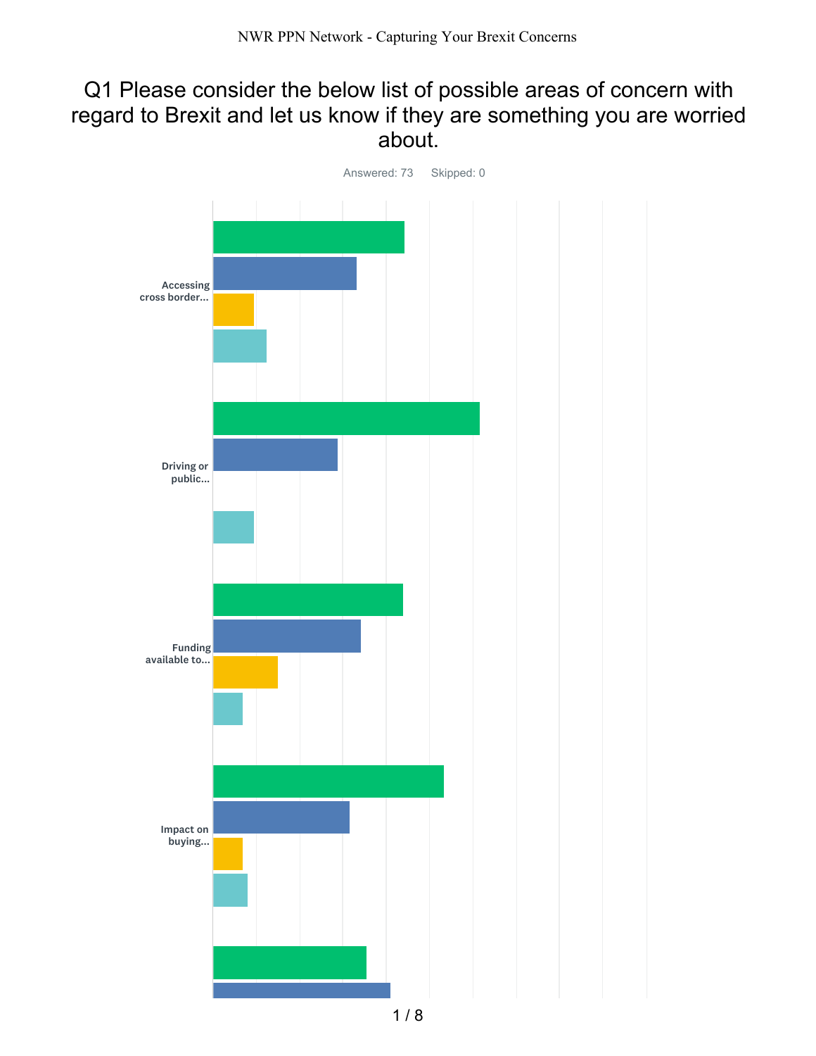# Q1 Please consider the below list of possible areas of concern with regard to Brexit and let us know if they are something you are worried about.

Answered: 73    Skipped: 0

Accessing cross border...

Driving or public...

Funding available to...

Impact on buying...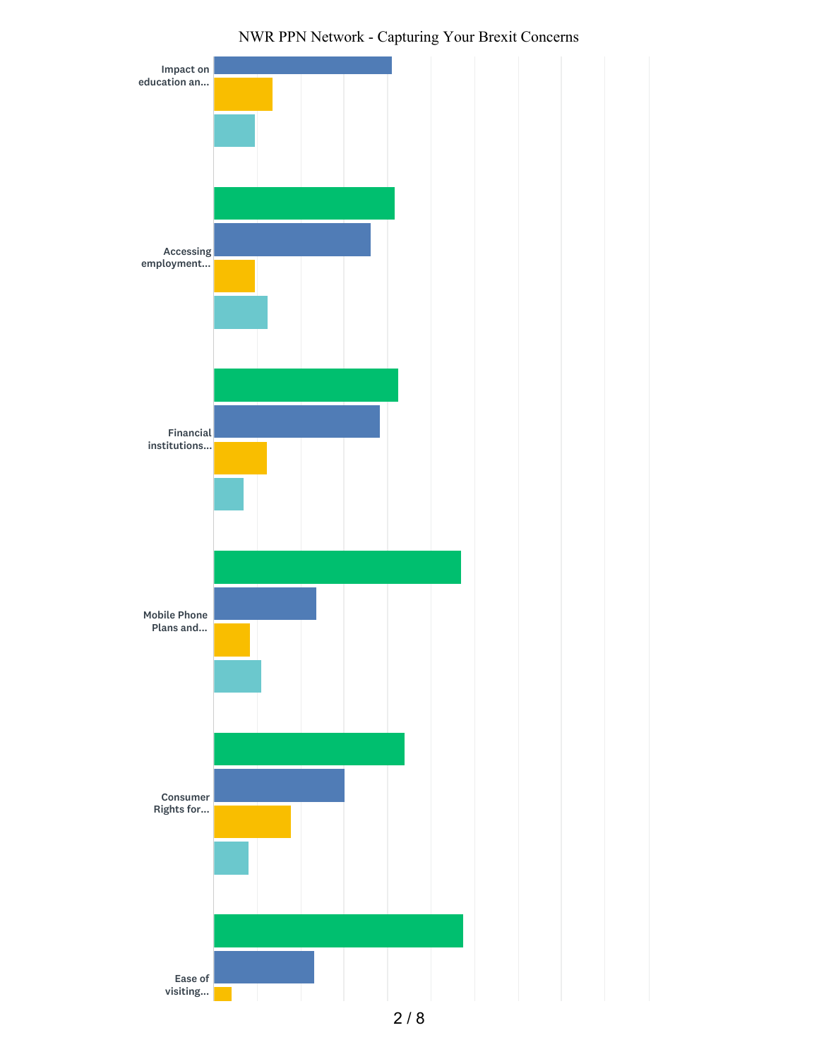Impact on education an...

Accessing employment...

Financial institutions...

Mobile Phone Plans and...

Consumer Rights for...

Ease of visiting...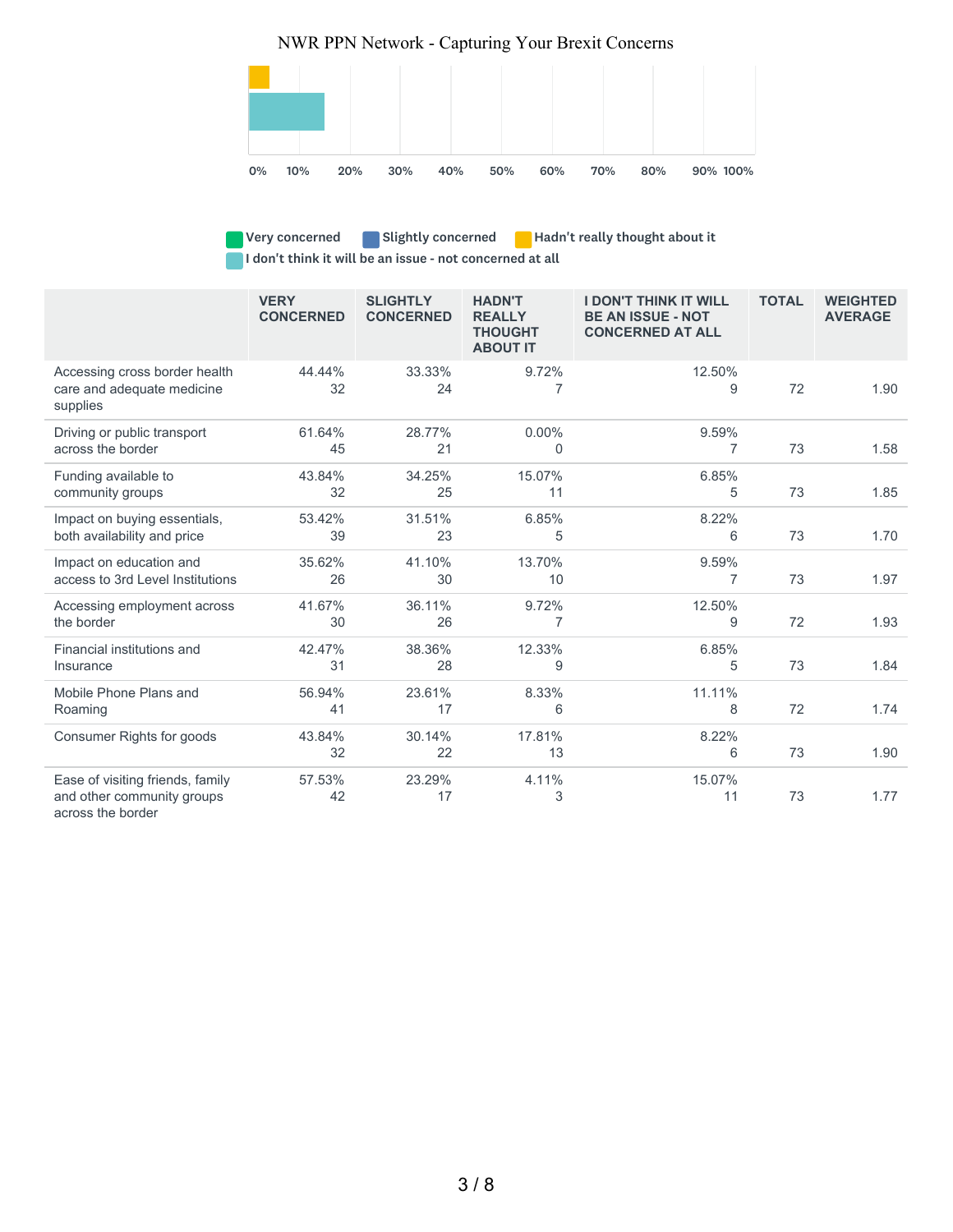0% 10% 20% 30% 40% 50% 60% 70% 80% 90% 100%

Very concerned | Slightly concerned | Hadn't really thought about it | I don't think it will be an issue - not concerned at all

| | VERY CONCERNED | SLIGHTLY CONCERNED | HADN'T REALLY THOUGHT ABOUT IT | I DON'T THINK IT WILL BE AN ISSUE - NOT CONCERNED AT ALL | TOTAL | WEIGHTED AVERAGE |
|---|---|---|---|---|---|---|
| Accessing cross border health care and adequate medicine supplies | 44.44% 32 | 33.33% 24 | 9.72% 7 | 12.50% 9 | 72 | 1.90 |
| Driving or public transport across the border | 61.64% 45 | 28.77% 21 | 0.00% 0 | 9.59% 7 | 73 | 1.58 |
| Funding available to community groups | 43.84% 32 | 34.25% 25 | 15.07% 11 | 6.85% 5 | 73 | 1.85 |
| Impact on buying essentials, both availability and price | 53.42% 39 | 31.51% 23 | 6.85% 5 | 8.22% 6 | 73 | 1.70 |
| Impact on education and access to 3rd Level Institutions | 35.62% 26 | 41.10% 30 | 13.70% 10 | 9.59% 7 | 73 | 1.97 |
| Accessing employment across the border | 41.67% 30 | 36.11% 26 | 9.72% 7 | 12.50% 9 | 72 | 1.93 |
| Financial institutions and Insurance | 42.47% 31 | 38.36% 28 | 12.33% 9 | 6.85% 5 | 73 | 1.84 |
| Mobile Phone Plans and Roaming | 56.94% 41 | 23.61% 17 | 8.33% 6 | 11.11% 8 | 72 | 1.74 |
| Consumer Rights for goods | 43.84% 32 | 30.14% 22 | 17.81% 13 | 8.22% 6 | 73 | 1.90 |
| Ease of visiting friends, family and other community groups across the border | 57.53% 42 | 23.29% 17 | 4.11% 3 | 15.07% 11 | 73 | 1.77 |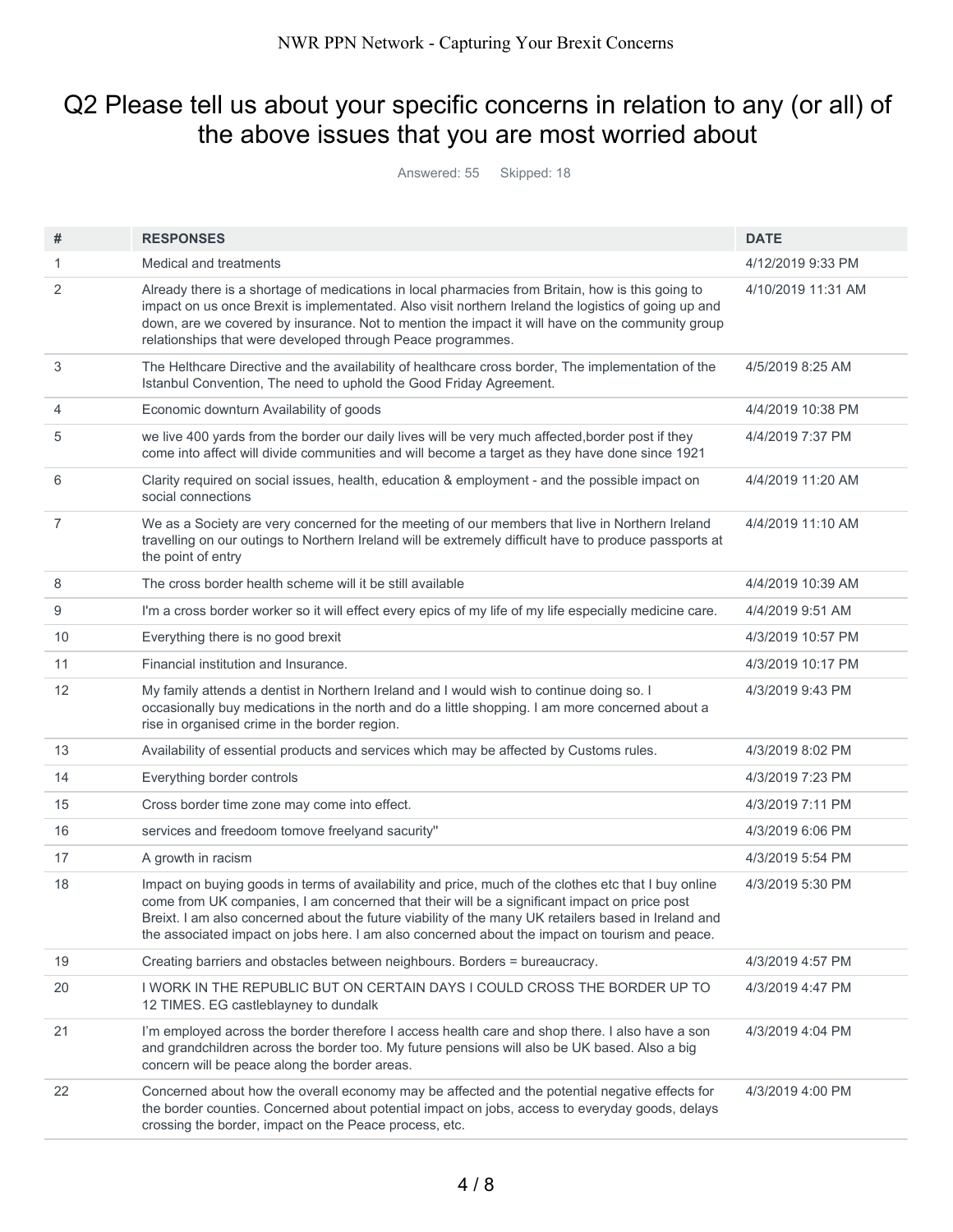## Q2 Please tell us about your specific concerns in relation to any (or all) of the above issues that you are most worried about

Answered: 55 Skipped: 18

| # | RESPONSES | DATE |
|---|---|---|
| 1 | Medical and treatments | 4/12/2019 9:33 PM |
| 2 | Already there is a shortage of medications in local pharmacies from Britain, how is this going to impact on us once Brexit is implementated. Also visit northern Ireland the logistics of going up and down, are we covered by insurance. Not to mention the impact it will have on the community group relationships that were developed through Peace programmes. | 4/10/2019 11:31 AM |
| 3 | The Helthcare Directive and the availability of healthcare cross border, The implementation of the Istanbul Convention, The need to uphold the Good Friday Agreement. | 4/5/2019 8:25 AM |
| 4 | Economic downturn Availability of goods | 4/4/2019 10:38 PM |
| 5 | we live 400 yards from the border our daily lives will be very much affected,border post if they come into affect will divide communities and will become a target as they have done since 1921 | 4/4/2019 7:37 PM |
| 6 | Clarity required on social issues, health, education & employment - and the possible impact on social connections | 4/4/2019 11:20 AM |
| 7 | We as a Society are very concerned for the meeting of our members that live in Northern Ireland travelling on our outings to Northern Ireland will be extremely difficult have to produce passports at the point of entry | 4/4/2019 11:10 AM |
| 8 | The cross border health scheme will it be still available | 4/4/2019 10:39 AM |
| 9 | I'm a cross border worker so it will effect every epics of my life of my life especially medicine care. | 4/4/2019 9:51 AM |
| 10 | Everything there is no good brexit | 4/3/2019 10:57 PM |
| 11 | Financial institution and Insurance. | 4/3/2019 10:17 PM |
| 12 | My family attends a dentist in Northern Ireland and I would wish to continue doing so. I occasionally buy medications in the north and do a little shopping. I am more concerned about a rise in organised crime in the border region. | 4/3/2019 9:43 PM |
| 13 | Availability of essential products and services which may be affected by Customs rules. | 4/3/2019 8:02 PM |
| 14 | Everything border controls | 4/3/2019 7:23 PM |
| 15 | Cross border time zone may come into effect. | 4/3/2019 7:11 PM |
| 16 | services and freedoom tomove freelyand sacurity'' | 4/3/2019 6:06 PM |
| 17 | A growth in racism | 4/3/2019 5:54 PM |
| 18 | Impact on buying goods in terms of availability and price, much of the clothes etc that I buy online come from UK companies, I am concerned that their will be a significant impact on price post Breixt. I am also concerned about the future viability of the many UK retailers based in Ireland and the associated impact on jobs here. I am also concerned about the impact on tourism and peace. | 4/3/2019 5:30 PM |
| 19 | Creating barriers and obstacles between neighbours. Borders = bureaucracy. | 4/3/2019 4:57 PM |
| 20 | I WORK IN THE REPUBLIC BUT ON CERTAIN DAYS I COULD CROSS THE BORDER UP TO 12 TIMES. EG castleblayney to dundalk | 4/3/2019 4:47 PM |
| 21 | I'm employed across the border therefore I access health care and shop there. I also have a son and grandchildren across the border too. My future pensions will also be UK based. Also a big concern will be peace along the border areas. | 4/3/2019 4:04 PM |
| 22 | Concerned about how the overall economy may be affected and the potential negative effects for the border counties. Concerned about potential impact on jobs, access to everyday goods, delays crossing the border, impact on the Peace process, etc. | 4/3/2019 4:00 PM |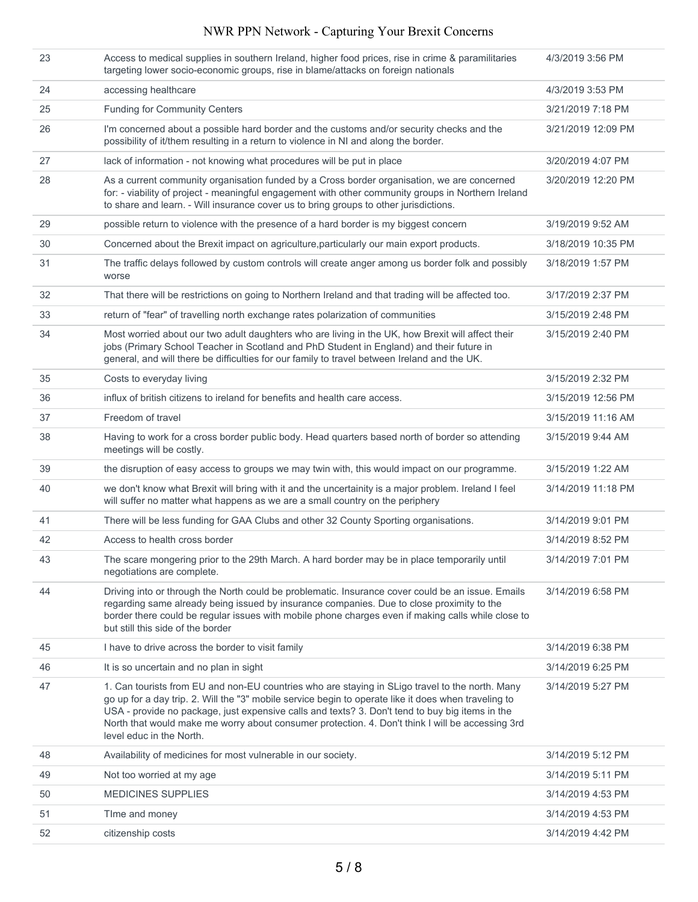| | | |
|---|---|---|
| 23 | Access to medical supplies in southern Ireland, higher food prices, rise in crime & paramilitaries targeting lower socio-economic groups, rise in blame/attacks on foreign nationals | 4/3/2019 3:56 PM |
| 24 | accessing healthcare | 4/3/2019 3:53 PM |
| 25 | Funding for Community Centers | 3/21/2019 7:18 PM |
| 26 | I'm concerned about a possible hard border and the customs and/or security checks and the possibility of it/them resulting in a return to violence in NI and along the border. | 3/21/2019 12:09 PM |
| 27 | lack of information - not knowing what procedures will be put in place | 3/20/2019 4:07 PM |
| 28 | As a current community organisation funded by a Cross border organisation, we are concerned for: - viability of project - meaningful engagement with other community groups in Northern Ireland to share and learn. - Will insurance cover us to bring groups to other jurisdictions. | 3/20/2019 12:20 PM |
| 29 | possible return to violence with the presence of a hard border is my biggest concern | 3/19/2019 9:52 AM |
| 30 | Concerned about the Brexit impact on agriculture,particularly our main export products. | 3/18/2019 10:35 PM |
| 31 | The traffic delays followed by custom controls will create anger among us border folk and possibly worse | 3/18/2019 1:57 PM |
| 32 | That there will be restrictions on going to Northern Ireland and that trading will be affected too. | 3/17/2019 2:37 PM |
| 33 | return of "fear" of travelling north exchange rates polarization of communities | 3/15/2019 2:48 PM |
| 34 | Most worried about our two adult daughters who are living in the UK, how Brexit will affect their jobs (Primary School Teacher in Scotland and PhD Student in England) and their future in general, and will there be difficulties for our family to travel between Ireland and the UK. | 3/15/2019 2:40 PM |
| 35 | Costs to everyday living | 3/15/2019 2:32 PM |
| 36 | influx of british citizens to ireland for benefits and health care access. | 3/15/2019 12:56 PM |
| 37 | Freedom of travel | 3/15/2019 11:16 AM |
| 38 | Having to work for a cross border public body. Head quarters based north of border so attending meetings will be costly. | 3/15/2019 9:44 AM |
| 39 | the disruption of easy access to groups we may twin with, this would impact on our programme. | 3/15/2019 1:22 AM |
| 40 | we don't know what Brexit will bring with it and the uncertainity is a major problem. Ireland I feel will suffer no matter what happens as we are a small country on the periphery | 3/14/2019 11:18 PM |
| 41 | There will be less funding for GAA Clubs and other 32 County Sporting organisations. | 3/14/2019 9:01 PM |
| 42 | Access to health cross border | 3/14/2019 8:52 PM |
| 43 | The scare mongering prior to the 29th March. A hard border may be in place temporarily until negotiations are complete. | 3/14/2019 7:01 PM |
| 44 | Driving into or through the North could be problematic. Insurance cover could be an issue. Emails regarding same already being issued by insurance companies. Due to close proximity to the border there could be regular issues with mobile phone charges even if making calls while close to but still this side of the border | 3/14/2019 6:58 PM |
| 45 | I have to drive across the border to visit family | 3/14/2019 6:38 PM |
| 46 | It is so uncertain and no plan in sight | 3/14/2019 6:25 PM |
| 47 | 1. Can tourists from EU and non-EU countries who are staying in SLigo travel to the north. Many go up for a day trip. 2. Will the "3" mobile service begin to operate like it does when traveling to USA - provide no package, just expensive calls and texts? 3. Don't tend to buy big items in the North that would make me worry about consumer protection. 4. Don't think I will be accessing 3rd level educ in the North. | 3/14/2019 5:27 PM |
| 48 | Availability of medicines for most vulnerable in our society. | 3/14/2019 5:12 PM |
| 49 | Not too worried at my age | 3/14/2019 5:11 PM |
| 50 | MEDICINES SUPPLIES | 3/14/2019 4:53 PM |
| 51 | TIme and money | 3/14/2019 4:53 PM |
| 52 | citizenship costs | 3/14/2019 4:42 PM |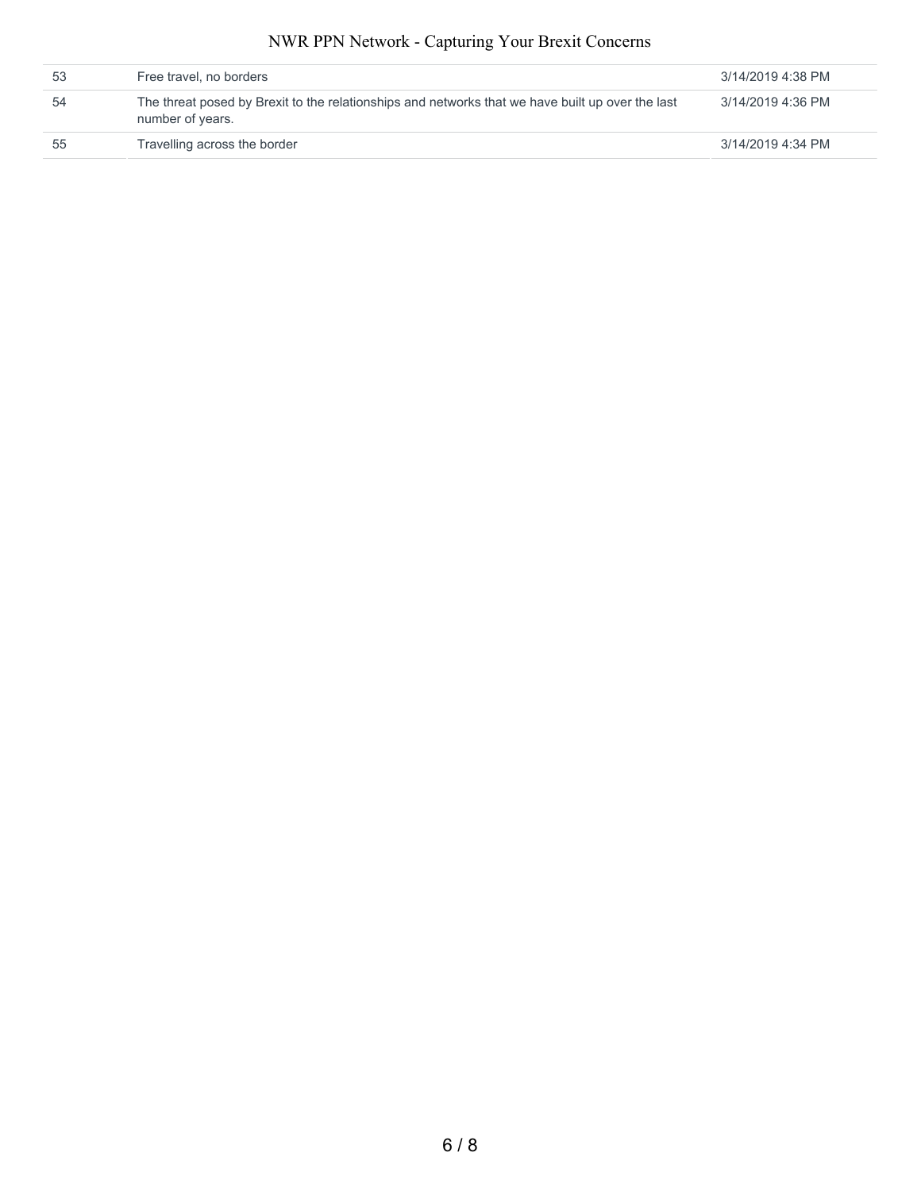| 53 | Free travel, no borders | 3/14/2019 4:38 PM |
|---|---|---|
| 54 | The threat posed by Brexit to the relationships and networks that we have built up over the last number of years. | 3/14/2019 4:36 PM |
| 55 | Travelling across the border | 3/14/2019 4:34 PM |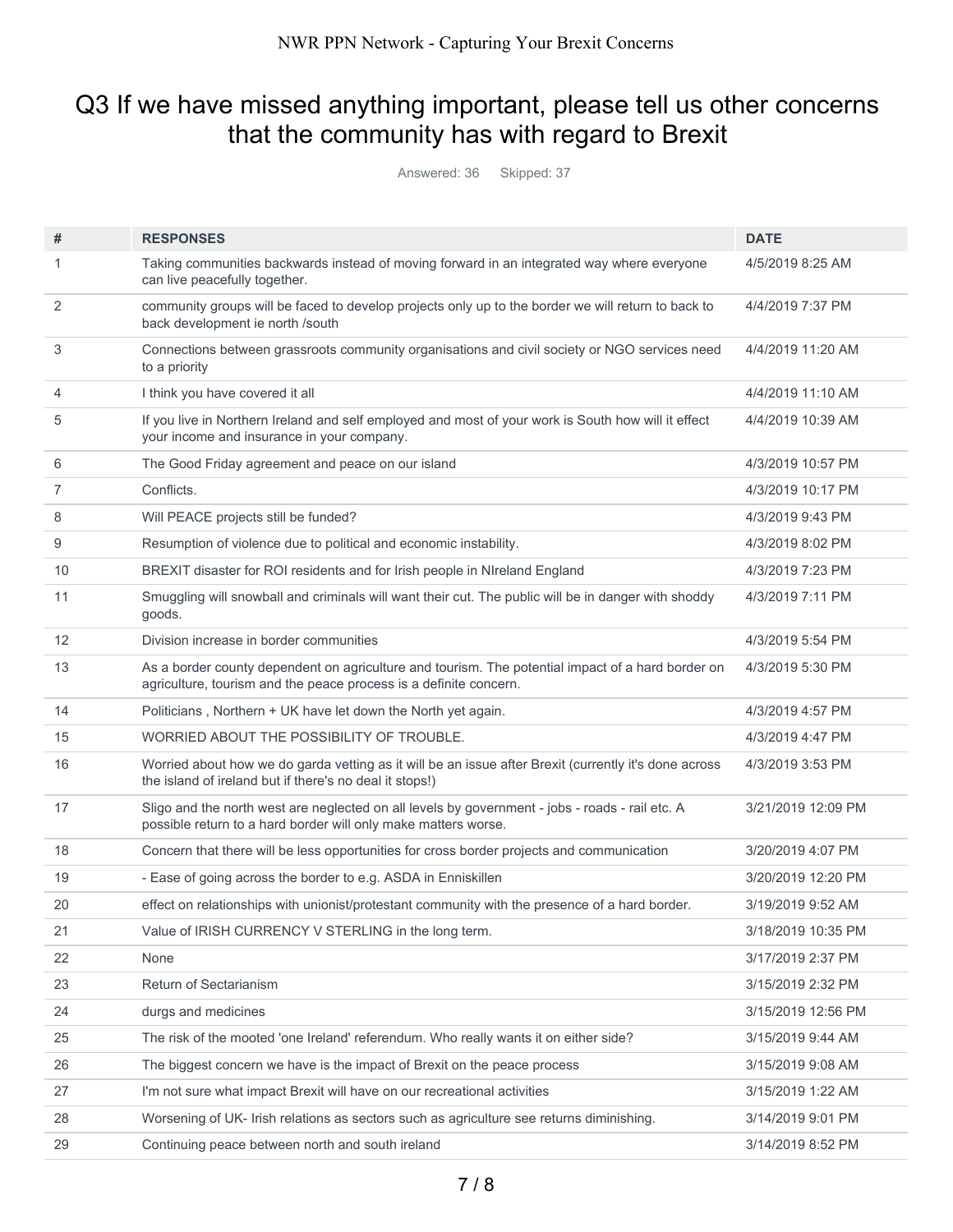# Q3 If we have missed anything important, please tell us other concerns that the community has with regard to Brexit

Answered: 36 Skipped: 37

| # | RESPONSES | DATE |
|---|---|---|
| 1 | Taking communities backwards instead of moving forward in an integrated way where everyone can live peacefully together. | 4/5/2019 8:25 AM |
| 2 | community groups will be faced to develop projects only up to the border we will return to back to back development ie north /south | 4/4/2019 7:37 PM |
| 3 | Connections between grassroots community organisations and civil society or NGO services need to a priority | 4/4/2019 11:20 AM |
| 4 | I think you have covered it all | 4/4/2019 11:10 AM |
| 5 | If you live in Northern Ireland and self employed and most of your work is South how will it effect your income and insurance in your company. | 4/4/2019 10:39 AM |
| 6 | The Good Friday agreement and peace on our island | 4/3/2019 10:57 PM |
| 7 | Conflicts. | 4/3/2019 10:17 PM |
| 8 | Will PEACE projects still be funded? | 4/3/2019 9:43 PM |
| 9 | Resumption of violence due to political and economic instability. | 4/3/2019 8:02 PM |
| 10 | BREXIT disaster for ROI residents and for Irish people in NIreland England | 4/3/2019 7:23 PM |
| 11 | Smuggling will snowball and criminals will want their cut. The public will be in danger with shoddy goods. | 4/3/2019 7:11 PM |
| 12 | Division increase in border communities | 4/3/2019 5:54 PM |
| 13 | As a border county dependent on agriculture and tourism. The potential impact of a hard border on agriculture, tourism and the peace process is a definite concern. | 4/3/2019 5:30 PM |
| 14 | Politicians , Northern + UK have let down the North yet again. | 4/3/2019 4:57 PM |
| 15 | WORRIED ABOUT THE POSSIBILITY OF TROUBLE. | 4/3/2019 4:47 PM |
| 16 | Worried about how we do garda vetting as it will be an issue after Brexit (currently it's done across the island of ireland but if there's no deal it stops!) | 4/3/2019 3:53 PM |
| 17 | Sligo and the north west are neglected on all levels by government - jobs - roads - rail etc. A possible return to a hard border will only make matters worse. | 3/21/2019 12:09 PM |
| 18 | Concern that there will be less opportunities for cross border projects and communication | 3/20/2019 4:07 PM |
| 19 | - Ease of going across the border to e.g. ASDA in Enniskillen | 3/20/2019 12:20 PM |
| 20 | effect on relationships with unionist/protestant community with the presence of a hard border. | 3/19/2019 9:52 AM |
| 21 | Value of IRISH CURRENCY V STERLING in the long term. | 3/18/2019 10:35 PM |
| 22 | None | 3/17/2019 2:37 PM |
| 23 | Return of Sectarianism | 3/15/2019 2:32 PM |
| 24 | durgs and medicines | 3/15/2019 12:56 PM |
| 25 | The risk of the mooted 'one Ireland' referendum. Who really wants it on either side? | 3/15/2019 9:44 AM |
| 26 | The biggest concern we have is the impact of Brexit on the peace process | 3/15/2019 9:08 AM |
| 27 | I'm not sure what impact Brexit will have on our recreational activities | 3/15/2019 1:22 AM |
| 28 | Worsening of UK- Irish relations as sectors such as agriculture see returns diminishing. | 3/14/2019 9:01 PM |
| 29 | Continuing peace between north and south ireland | 3/14/2019 8:52 PM |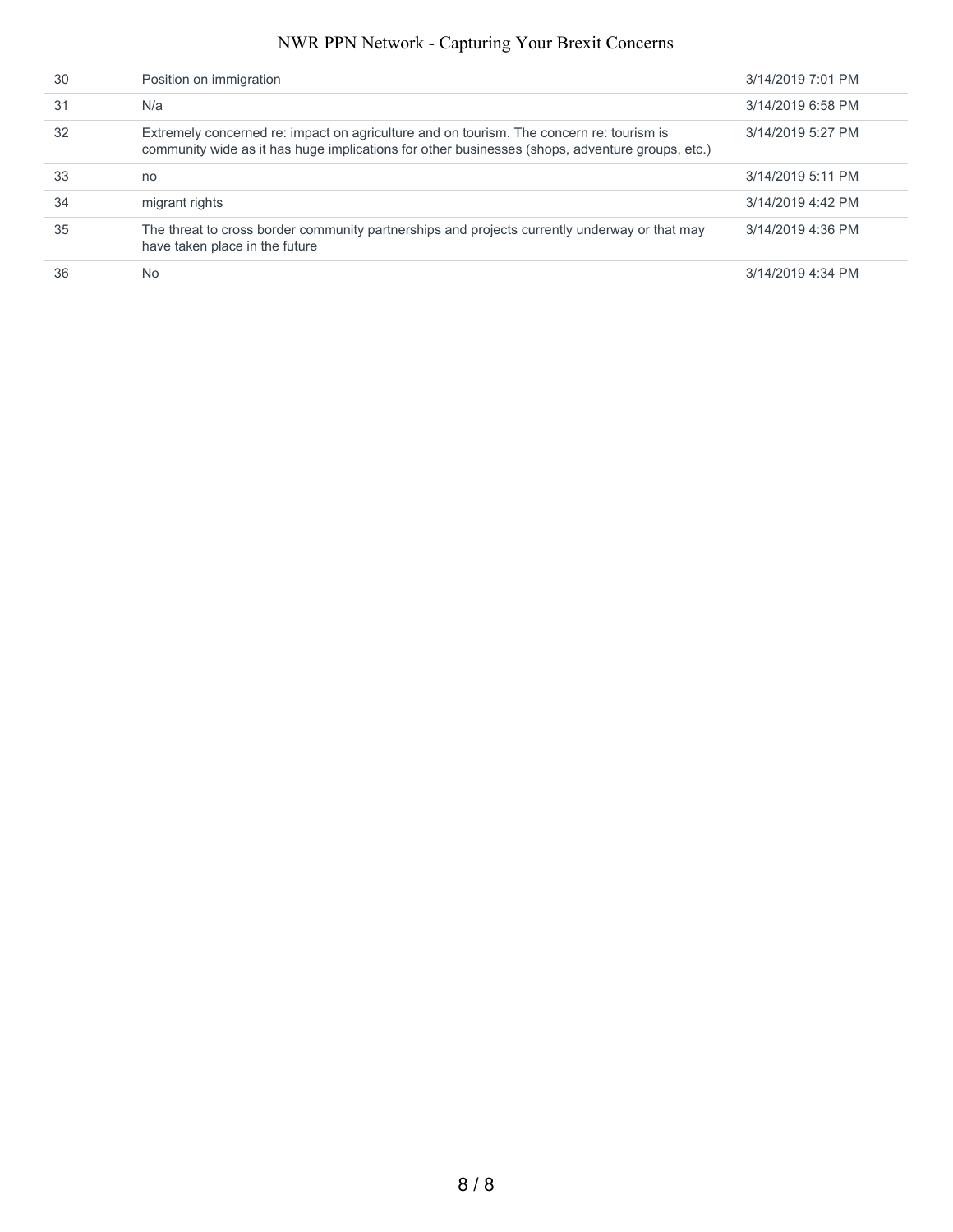| | | |
|---|---|---|
| 30 | Position on immigration | 3/14/2019 7:01 PM |
| 31 | N/a | 3/14/2019 6:58 PM |
| 32 | Extremely concerned re: impact on agriculture and on tourism. The concern re: tourism is community wide as it has huge implications for other businesses (shops, adventure groups, etc.) | 3/14/2019 5:27 PM |
| 33 | no | 3/14/2019 5:11 PM |
| 34 | migrant rights | 3/14/2019 4:42 PM |
| 35 | The threat to cross border community partnerships and projects currently underway or that may have taken place in the future | 3/14/2019 4:36 PM |
| 36 | No | 3/14/2019 4:34 PM |